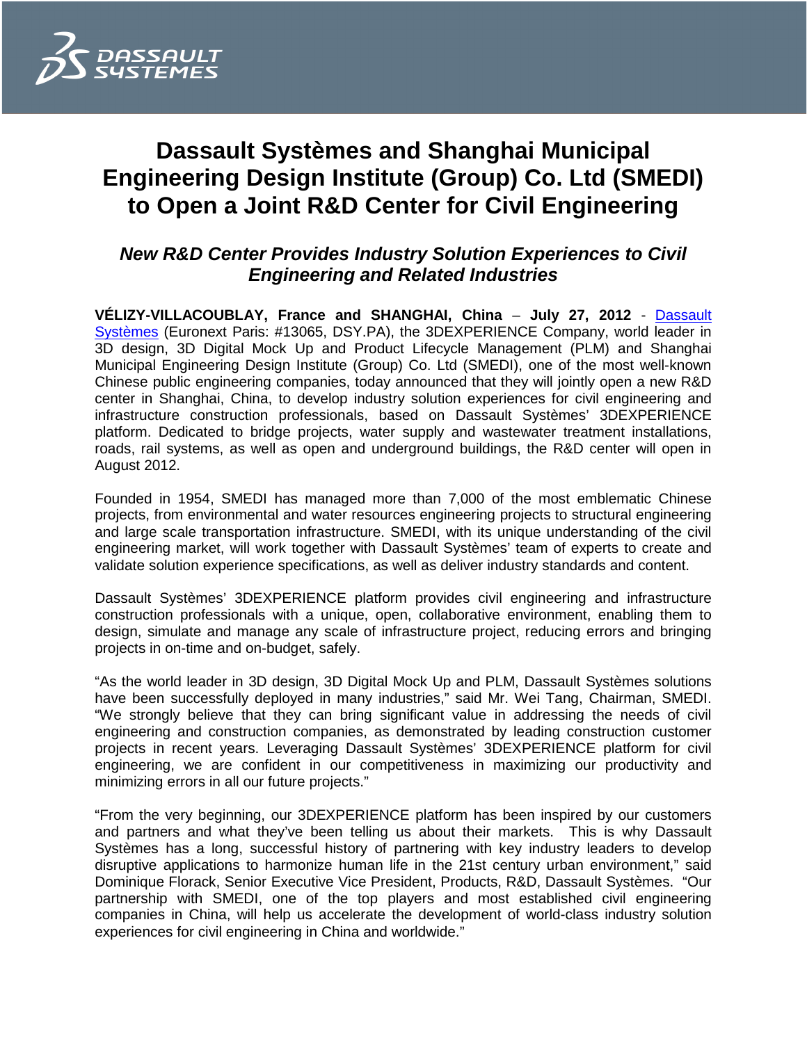# Dassault Systèmes and Shanghai Municipal Engineering Design Institute (Group) Co. Ltd (SMEDI) to Open a Joint R&D Center for Civil Engineering

## *New R&D Center Provides Industry Solution Experiences to Civil Engineering and Related Industries*

**VÉLIZY-VILLACOUBLAY, France and SHANGHAI, China – July 27, 2012** - Dassault Systèmes (Euronext Paris: #13065, DSY.PA), the 3DEXPERIENCE Company, world leader in 3D design, 3D Digital Mock Up and Product Lifecycle Management (PLM) and Shanghai Municipal Engineering Design Institute (Group) Co. Ltd (SMEDI), one of the most well-known Chinese public engineering companies, today announced that they will jointly open a new R&D center in Shanghai, China, to develop industry solution experiences for civil engineering and infrastructure construction professionals, based on Dassault Systèmes' 3DEXPERIENCE platform. Dedicated to bridge projects, water supply and wastewater treatment installations, roads, rail systems, as well as open and underground buildings, the R&D center will open in August 2012.

Founded in 1954, SMEDI has managed more than 7,000 of the most emblematic Chinese projects, from environmental and water resources engineering projects to structural engineering and large scale transportation infrastructure. SMEDI, with its unique understanding of the civil engineering market, will work together with Dassault Systèmes' team of experts to create and validate solution experience specifications, as well as deliver industry standards and content.

Dassault Systèmes' 3DEXPERIENCE platform provides civil engineering and infrastructure construction professionals with a unique, open, collaborative environment, enabling them to design, simulate and manage any scale of infrastructure project, reducing errors and bringing projects in on-time and on-budget, safely.

"As the world leader in 3D design, 3D Digital Mock Up and PLM, Dassault Systèmes solutions have been successfully deployed in many industries," said Mr. Wei Tang, Chairman, SMEDI. "We strongly believe that they can bring significant value in addressing the needs of civil engineering and construction companies, as demonstrated by leading construction customer projects in recent years. Leveraging Dassault Systèmes' 3DEXPERIENCE platform for civil engineering, we are confident in our competitiveness in maximizing our productivity and minimizing errors in all our future projects."

"From the very beginning, our 3DEXPERIENCE platform has been inspired by our customers and partners and what they've been telling us about their markets. This is why Dassault Systèmes has a long, successful history of partnering with key industry leaders to develop disruptive applications to harmonize human life in the 21st century urban environment," said Dominique Florack, Senior Executive Vice President, Products, R&D, Dassault Systèmes. "Our partnership with SMEDI, one of the top players and most established civil engineering companies in China, will help us accelerate the development of world-class industry solution experiences for civil engineering in China and worldwide."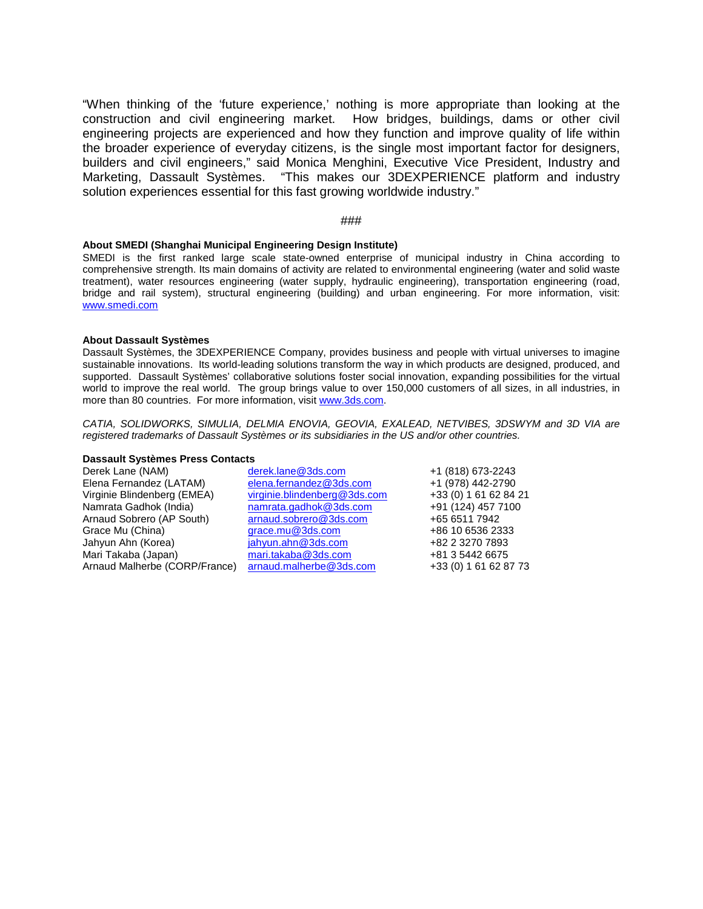"When thinking of the 'future experience,' nothing is more appropriate than looking at the construction and civil engineering market. How bridges, buildings, dams or other civil engineering projects are experienced and how they function and improve quality of life within the broader experience of everyday citizens, is the single most important factor for designers, builders and civil engineers," said Monica Menghini, Executive Vice President, Industry and Marketing, Dassault Systèmes. "This makes our 3DEXPERIENCE platform and industry solution experiences essential for this fast growing worldwide industry."

###

**About SMEDI (Shanghai Municipal Engineering Design Institute)**
SMEDI is the first ranked large scale state-owned enterprise of municipal industry in China according to comprehensive strength. Its main domains of activity are related to environmental engineering (water and solid waste treatment), water resources engineering (water supply, hydraulic engineering), transportation engineering (road, bridge and rail system), structural engineering (building) and urban engineering. For more information, visit: www.smedi.com

**About Dassault Systèmes**
Dassault Systèmes, the 3DEXPERIENCE Company, provides business and people with virtual universes to imagine sustainable innovations. Its world-leading solutions transform the way in which products are designed, produced, and supported. Dassault Systèmes' collaborative solutions foster social innovation, expanding possibilities for the virtual world to improve the real world. The group brings value to over 150,000 customers of all sizes, in all industries, in more than 80 countries. For more information, visit www.3ds.com.

*CATIA, SOLIDWORKS, SIMULIA, DELMIA ENOVIA, GEOVIA, EXALEAD, NETVIBES, 3DSWYM and 3D VIA are registered trademarks of Dassault Systèmes or its subsidiaries in the US and/or other countries.*

**Dassault Systèmes Press Contacts**

| | | |
|---|---|---|
| Derek Lane (NAM) | derek.lane@3ds.com | +1 (818) 673-2243 |
| Elena Fernandez (LATAM) | elena.fernandez@3ds.com | +1 (978) 442-2790 |
| Virginie Blindenberg (EMEA) | virginie.blindenberg@3ds.com | +33 (0) 1 61 62 84 21 |
| Namrata Gadhok (India) | namrata.gadhok@3ds.com | +91 (124) 457 7100 |
| Arnaud Sobrero (AP South) | arnaud.sobrero@3ds.com | +65 6511 7942 |
| Grace Mu (China) | grace.mu@3ds.com | +86 10 6536 2333 |
| Jahyun Ahn (Korea) | jahyun.ahn@3ds.com | +82 2 3270 7893 |
| Mari Takaba (Japan) | mari.takaba@3ds.com | +81 3 5442 6675 |
| Arnaud Malherbe (CORP/France) | arnaud.malherbe@3ds.com | +33 (0) 1 61 62 87 73 |